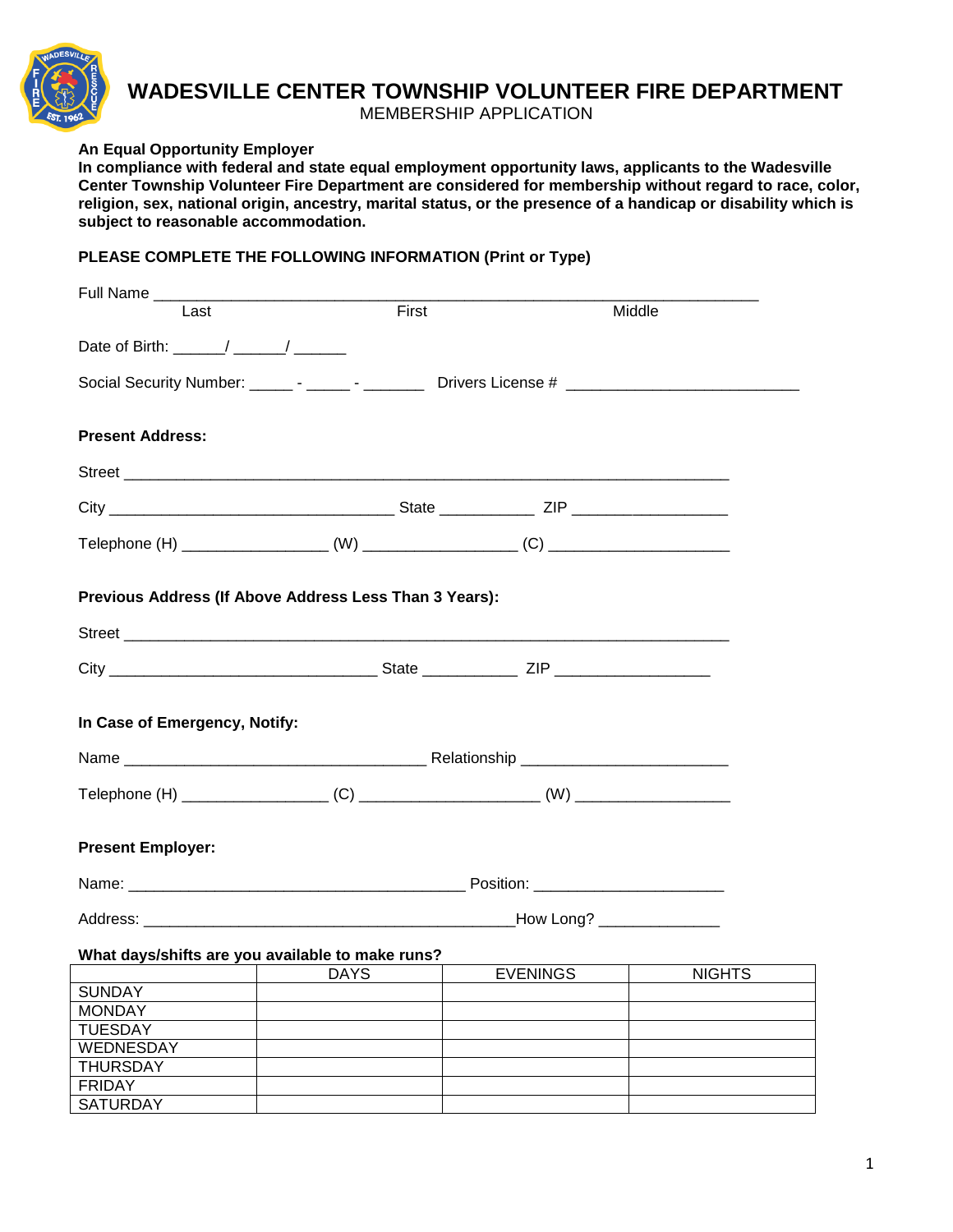# WADESVILLE CENTER TOWNSHIP VOLUNTEER FIRE DEPARTMENT

MEMBERSHIP APPLICATION

**An Equal Opportunity Employer**
**In compliance with federal and state equal employment opportunity laws, applicants to the Wadesville Center Township Volunteer Fire Department are considered for membership without regard to race, color, religion, sex, national origin, ancestry, marital status, or the presence of a handicap or disability which is subject to reasonable accommodation.**

**PLEASE COMPLETE THE FOLLOWING INFORMATION (Print or Type)**

Full Name ___________________________________________________________________________
Last First Middle

Date of Birth: ______/ ______/ ______

Social Security Number: _____ - _____ - _______ Drivers License # ___________________________

**Present Address:**

Street ______________________________________________________________________________

City _________________________________ State ___________ ZIP __________________

Telephone (H) _________________ (W) __________________ (C) _____________________

**Previous Address (If Above Address Less Than 3 Years):**

Street ______________________________________________________________________________

City _______________________________ State ___________ ZIP __________________

**In Case of Emergency, Notify:**

Name ___________________________________ Relationship ________________________

Telephone (H) _________________ (C) _____________________ (W) __________________

**Present Employer:**

Name: _______________________________________ Position: ______________________

Address: ____________________________________________How Long? ______________

**What days/shifts are you available to make runs?**

| | DAYS | EVENINGS | NIGHTS |
|---|---|---|---|
| SUNDAY | | | |
| MONDAY | | | |
| TUESDAY | | | |
| WEDNESDAY | | | |
| THURSDAY | | | |
| FRIDAY | | | |
| SATURDAY | | | |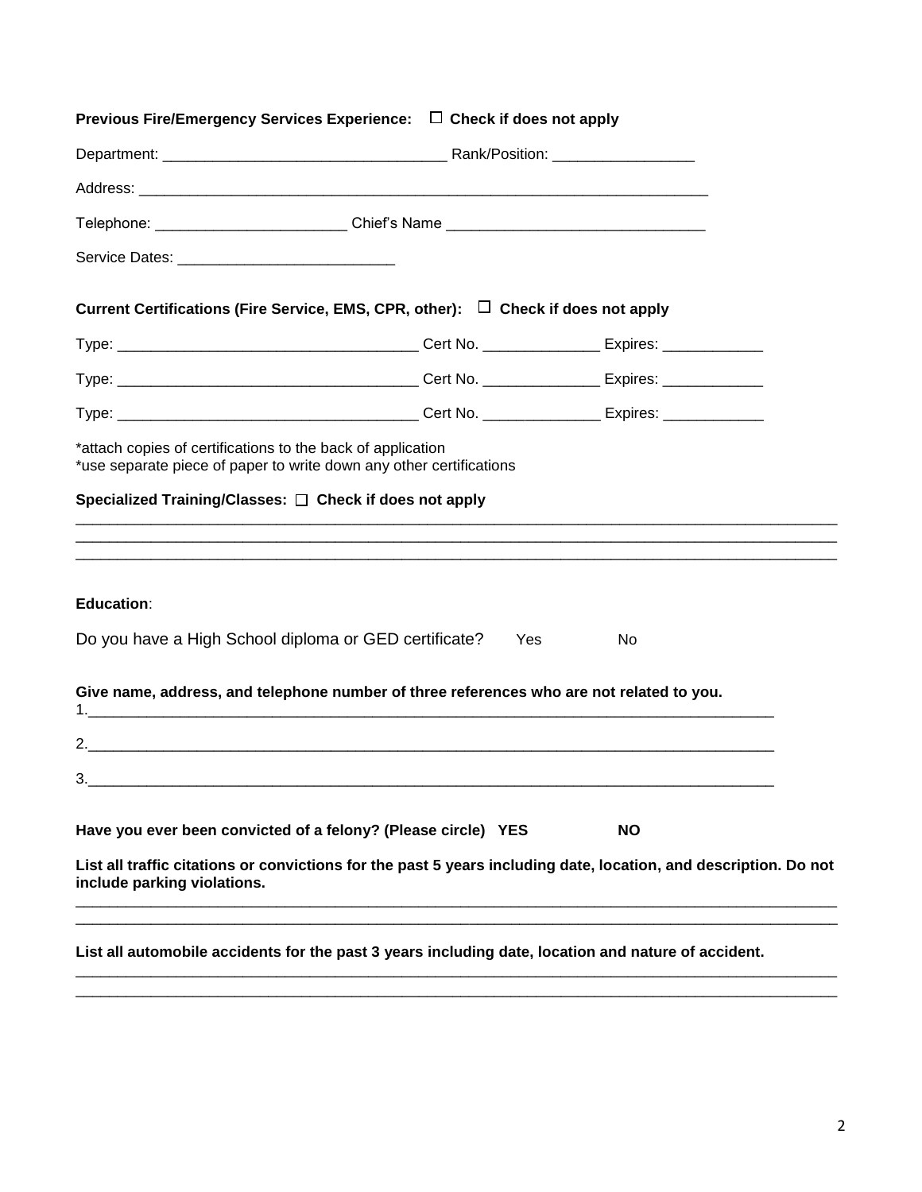**Previous Fire/Emergency Services Experience:** ☐ **Check if does not apply**

Department: ________________________________ Rank/Position: ________________

Address: ____________________________________________________________________

Telephone: ______________________ Chief's Name ______________________________

Service Dates: _________________________

**Current Certifications (Fire Service, EMS, CPR, other):** ☐ **Check if does not apply**

Type: ___________________________________ Cert No. _____________ Expires: ___________

Type: ___________________________________ Cert No. _____________ Expires: ___________

Type: ___________________________________ Cert No. _____________ Expires: ___________

*attach copies of certifications to the back of application
*use separate piece of paper to write down any other certifications

**Specialized Training/Classes:** ☐ **Check if does not apply**

__________________________________________________________________________________________
__________________________________________________________________________________________
__________________________________________________________________________________________

**Education**:

Do you have a High School diploma or GED certificate? Yes No

**Give name, address, and telephone number of three references who are not related to you.**

1.________________________________________________________________________________

2.________________________________________________________________________________

3.________________________________________________________________________________

**Have you ever been convicted of a felony? (Please circle) YES NO**

**List all traffic citations or convictions for the past 5 years including date, location, and description. Do not include parking violations.**

__________________________________________________________________________________________
__________________________________________________________________________________________

**List all automobile accidents for the past 3 years including date, location and nature of accident.**

__________________________________________________________________________________________
__________________________________________________________________________________________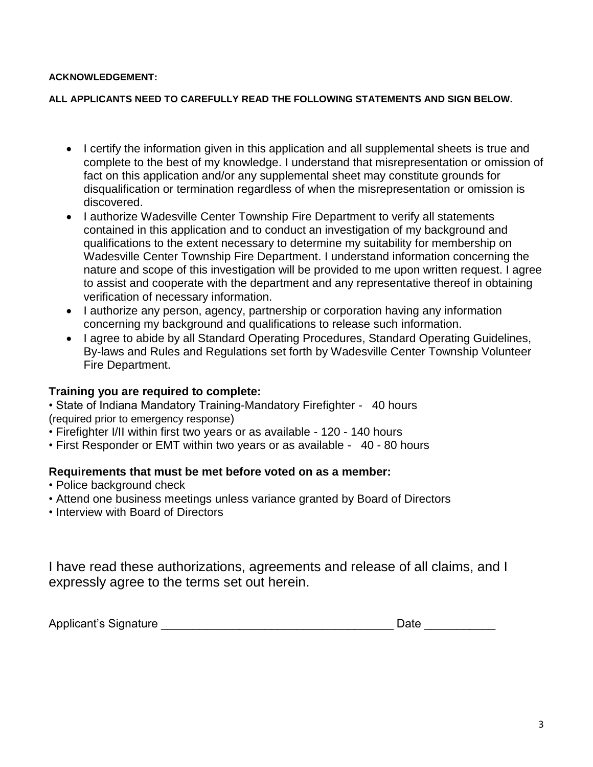**ACKNOWLEDGEMENT:**

**ALL APPLICANTS NEED TO CAREFULLY READ THE FOLLOWING STATEMENTS AND SIGN BELOW.**

- I certify the information given in this application and all supplemental sheets is true and complete to the best of my knowledge. I understand that misrepresentation or omission of fact on this application and/or any supplemental sheet may constitute grounds for disqualification or termination regardless of when the misrepresentation or omission is discovered.
- I authorize Wadesville Center Township Fire Department to verify all statements contained in this application and to conduct an investigation of my background and qualifications to the extent necessary to determine my suitability for membership on Wadesville Center Township Fire Department. I understand information concerning the nature and scope of this investigation will be provided to me upon written request. I agree to assist and cooperate with the department and any representative thereof in obtaining verification of necessary information.
- I authorize any person, agency, partnership or corporation having any information concerning my background and qualifications to release such information.
- I agree to abide by all Standard Operating Procedures, Standard Operating Guidelines, By-laws and Rules and Regulations set forth by Wadesville Center Township Volunteer Fire Department.

**Training you are required to complete:**

- State of Indiana Mandatory Training-Mandatory Firefighter - 40 hours (required prior to emergency response)
- Firefighter I/II within first two years or as available - 120 - 140 hours
- First Responder or EMT within two years or as available - 40 - 80 hours

**Requirements that must be met before voted on as a member:**

- Police background check
- Attend one business meetings unless variance granted by Board of Directors
- Interview with Board of Directors

I have read these authorizations, agreements and release of all claims, and I expressly agree to the terms set out herein.

Applicant's Signature ___________________________________ Date ___________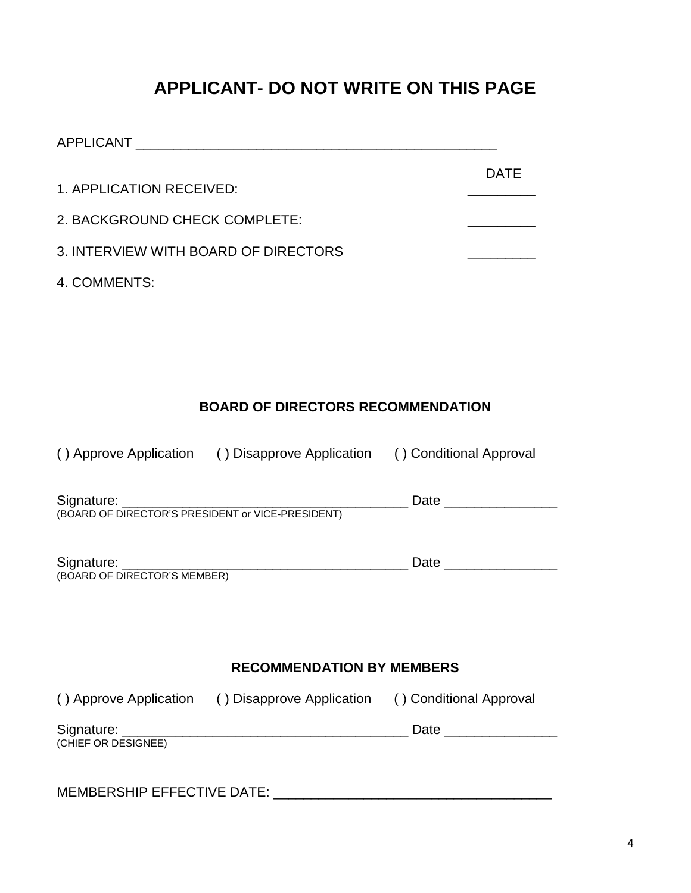# APPLICANT- DO NOT WRITE ON THIS PAGE

APPLICANT ___________________________________________

| | DATE |
|---|---|
| 1. APPLICATION RECEIVED: | _________ |
| 2. BACKGROUND CHECK COMPLETE: | _________ |
| 3. INTERVIEW WITH BOARD OF DIRECTORS | _________ |

4. COMMENTS:

### BOARD OF DIRECTORS RECOMMENDATION

( ) Approve Application ( ) Disapprove Application ( ) Conditional Approval

Signature: ___________________________________ Date _______________
(BOARD OF DIRECTOR'S PRESIDENT or VICE-PRESIDENT)

Signature: ___________________________________ Date _______________
(BOARD OF DIRECTOR'S MEMBER)

### RECOMMENDATION BY MEMBERS

( ) Approve Application ( ) Disapprove Application ( ) Conditional Approval

Signature: ___________________________________ Date _______________
(CHIEF OR DESIGNEE)

MEMBERSHIP EFFECTIVE DATE: ___________________________________